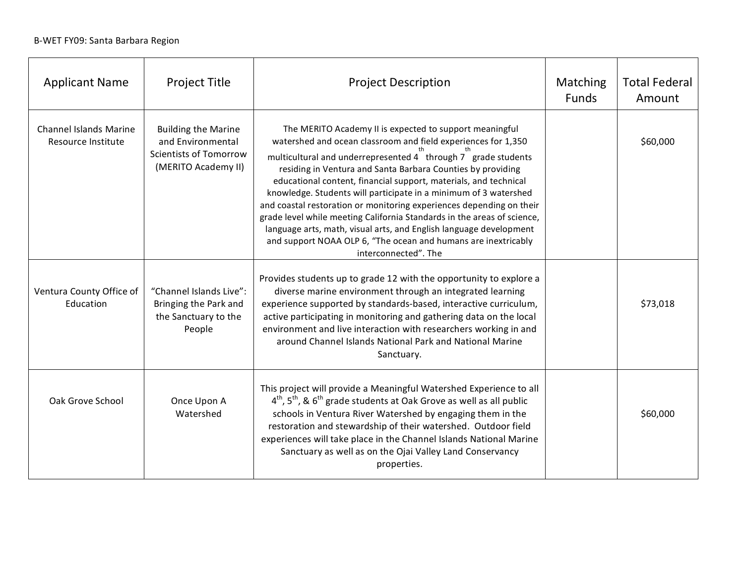B-WET FY09: Santa Barbara Region

| Applicant Name | Project Title | Project Description | Matching Funds | Total Federal Amount |
|---|---|---|---|---|
| Channel Islands Marine Resource Institute | Building the Marine and Environmental Scientists of Tomorrow (MERITO Academy II) | The MERITO Academy II is expected to support meaningful watershed and ocean classroom and field experiences for 1,350 multicultural and underrepresented 4th through 7th grade students residing in Ventura and Santa Barbara Counties by providing educational content, financial support, materials, and technical knowledge. Students will participate in a minimum of 3 watershed and coastal restoration or monitoring experiences depending on their grade level while meeting California Standards in the areas of science, language arts, math, visual arts, and English language development and support NOAA OLP 6, "The ocean and humans are inextricably interconnected". The | | $60,000 |
| Ventura County Office of Education | "Channel Islands Live": Bringing the Park and the Sanctuary to the People | Provides students up to grade 12 with the opportunity to explore a diverse marine environment through an integrated learning experience supported by standards-based, interactive curriculum, active participating in monitoring and gathering data on the local environment and live interaction with researchers working in and around Channel Islands National Park and National Marine Sanctuary. | | $73,018 |
| Oak Grove School | Once Upon A Watershed | This project will provide a Meaningful Watershed Experience to all 4th, 5th, & 6th grade students at Oak Grove as well as all public schools in Ventura River Watershed by engaging them in the restoration and stewardship of their watershed. Outdoor field experiences will take place in the Channel Islands National Marine Sanctuary as well as on the Ojai Valley Land Conservancy properties. | | $60,000 |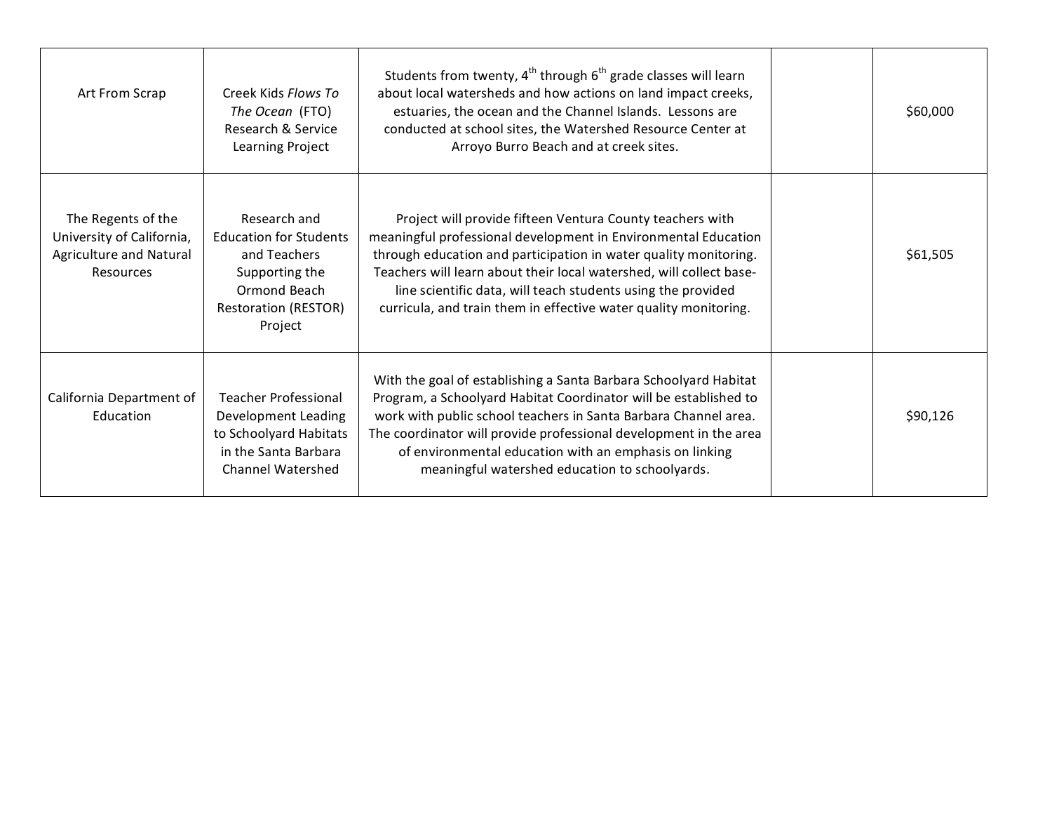| | | | | |
|---|---|---|---|---|
| Art From Scrap | Creek Kids *Flows To The Ocean* (FTO) Research & Service Learning Project | Students from twenty, 4th through 6th grade classes will learn about local watersheds and how actions on land impact creeks, estuaries, the ocean and the Channel Islands. Lessons are conducted at school sites, the Watershed Resource Center at Arroyo Burro Beach and at creek sites. | | $60,000 |
| The Regents of the University of California, Agriculture and Natural Resources | Research and Education for Students and Teachers Supporting the Ormond Beach Restoration (RESTOR) Project | Project will provide fifteen Ventura County teachers with meaningful professional development in Environmental Education through education and participation in water quality monitoring. Teachers will learn about their local watershed, will collect base-line scientific data, will teach students using the provided curricula, and train them in effective water quality monitoring. | | $61,505 |
| California Department of Education | Teacher Professional Development Leading to Schoolyard Habitats in the Santa Barbara Channel Watershed | With the goal of establishing a Santa Barbara Schoolyard Habitat Program, a Schoolyard Habitat Coordinator will be established to work with public school teachers in Santa Barbara Channel area. The coordinator will provide professional development in the area of environmental education with an emphasis on linking meaningful watershed education to schoolyards. | | $90,126 |